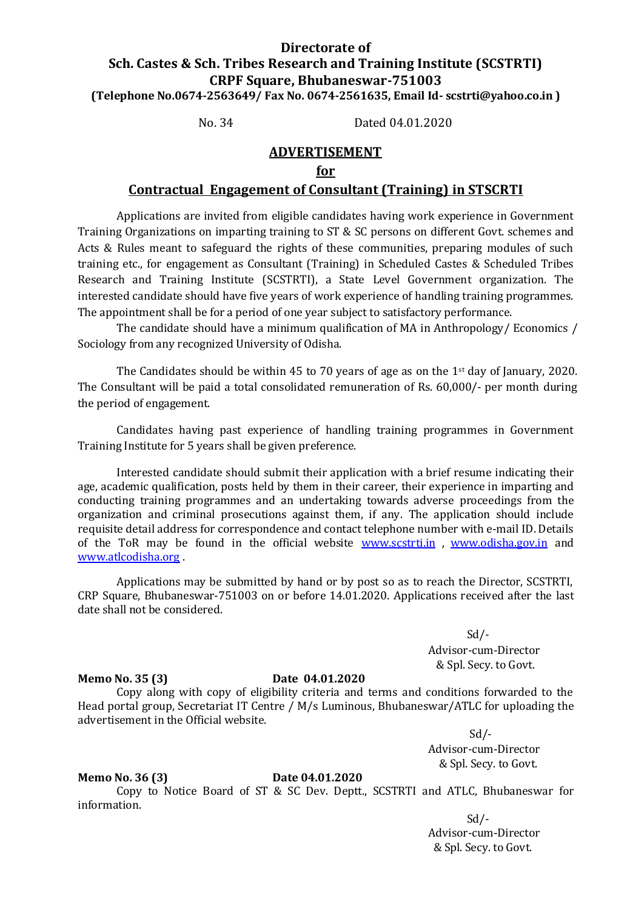# Directorate of
# Sch. Castes & Sch. Tribes Research and Training Institute (SCSTRTI)
# CRPF Square, Bhubaneswar-751003

**(Telephone No.0674-2563649/ Fax No. 0674-2561635, Email Id- scstrti@yahoo.co.in )**

No. 34 Dated 04.01.2020

## ADVERTISEMENT

## for

## Contractual Engagement of Consultant (Training) in STSCRTI

Applications are invited from eligible candidates having work experience in Government Training Organizations on imparting training to ST & SC persons on different Govt. schemes and Acts & Rules meant to safeguard the rights of these communities, preparing modules of such training etc., for engagement as Consultant (Training) in Scheduled Castes & Scheduled Tribes Research and Training Institute (SCSTRTI), a State Level Government organization. The interested candidate should have five years of work experience of handling training programmes. The appointment shall be for a period of one year subject to satisfactory performance.

The candidate should have a minimum qualification of MA in Anthropology/ Economics / Sociology from any recognized University of Odisha.

The Candidates should be within 45 to 70 years of age as on the 1st day of January, 2020. The Consultant will be paid a total consolidated remuneration of Rs. 60,000/- per month during the period of engagement.

Candidates having past experience of handling training programmes in Government Training Institute for 5 years shall be given preference.

Interested candidate should submit their application with a brief resume indicating their age, academic qualification, posts held by them in their career, their experience in imparting and conducting training programmes and an undertaking towards adverse proceedings from the organization and criminal prosecutions against them, if any. The application should include requisite detail address for correspondence and contact telephone number with e-mail ID. Details of the ToR may be found in the official website www.scstrti.in , www.odisha.gov.in and www.atlcodisha.org .

Applications may be submitted by hand or by post so as to reach the Director, SCSTRTI, CRP Square, Bhubaneswar-751003 on or before 14.01.2020. Applications received after the last date shall not be considered.

Sd/-
Advisor-cum-Director
& Spl. Secy. to Govt.

**Memo No. 35 (3)** **Date 04.01.2020**

Copy along with copy of eligibility criteria and terms and conditions forwarded to the Head portal group, Secretariat IT Centre / M/s Luminous, Bhubaneswar/ATLC for uploading the advertisement in the Official website.

Sd/-
Advisor-cum-Director
& Spl. Secy. to Govt.

**Memo No. 36 (3)** **Date 04.01.2020**

Copy to Notice Board of ST & SC Dev. Deptt., SCSTRTI and ATLC, Bhubaneswar for information.

Sd/-
Advisor-cum-Director
& Spl. Secy. to Govt.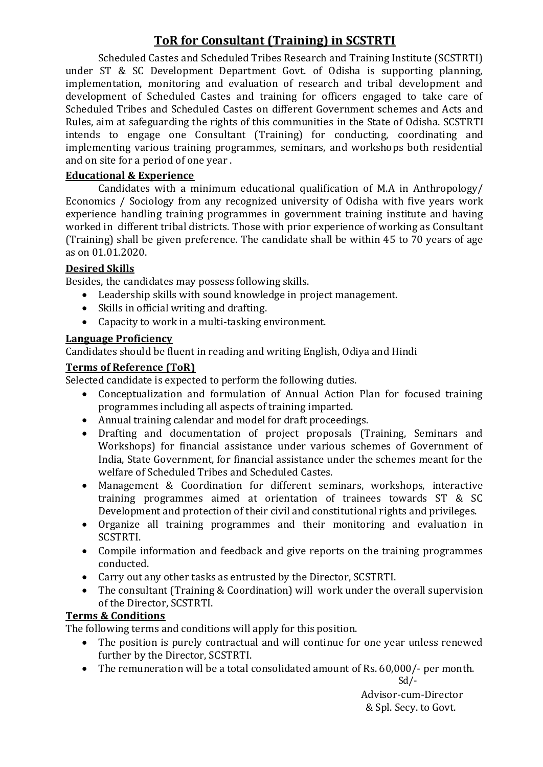# ToR for Consultant (Training) in SCSTRTI

Scheduled Castes and Scheduled Tribes Research and Training Institute (SCSTRTI) under ST & SC Development Department Govt. of Odisha is supporting planning, implementation, monitoring and evaluation of research and tribal development and development of Scheduled Castes and training for officers engaged to take care of Scheduled Tribes and Scheduled Castes on different Government schemes and Acts and Rules, aim at safeguarding the rights of this communities in the State of Odisha. SCSTRTI intends to engage one Consultant (Training) for conducting, coordinating and implementing various training programmes, seminars, and workshops both residential and on site for a period of one year .

**Educational & Experience**

Candidates with a minimum educational qualification of M.A in Anthropology/ Economics / Sociology from any recognized university of Odisha with five years work experience handling training programmes in government training institute and having worked in different tribal districts. Those with prior experience of working as Consultant (Training) shall be given preference. The candidate shall be within 45 to 70 years of age as on 01.01.2020.

**Desired Skills**

Besides, the candidates may possess following skills.

- Leadership skills with sound knowledge in project management.
- Skills in official writing and drafting.
- Capacity to work in a multi-tasking environment.

**Language Proficiency**

Candidates should be fluent in reading and writing English, Odiya and Hindi

**Terms of Reference (ToR)**

Selected candidate is expected to perform the following duties.

- Conceptualization and formulation of Annual Action Plan for focused training programmes including all aspects of training imparted.
- Annual training calendar and model for draft proceedings.
- Drafting and documentation of project proposals (Training, Seminars and Workshops) for financial assistance under various schemes of Government of India, State Government, for financial assistance under the schemes meant for the welfare of Scheduled Tribes and Scheduled Castes.
- Management & Coordination for different seminars, workshops, interactive training programmes aimed at orientation of trainees towards ST & SC Development and protection of their civil and constitutional rights and privileges.
- Organize all training programmes and their monitoring and evaluation in SCSTRTI.
- Compile information and feedback and give reports on the training programmes conducted.
- Carry out any other tasks as entrusted by the Director, SCSTRTI.
- The consultant (Training & Coordination) will work under the overall supervision of the Director, SCSTRTI.

**Terms & Conditions**

The following terms and conditions will apply for this position.

- The position is purely contractual and will continue for one year unless renewed further by the Director, SCSTRTI.
- The remuneration will be a total consolidated amount of Rs. 60,000/- per month.

Sd/-

Advisor-cum-Director
& Spl. Secy. to Govt.